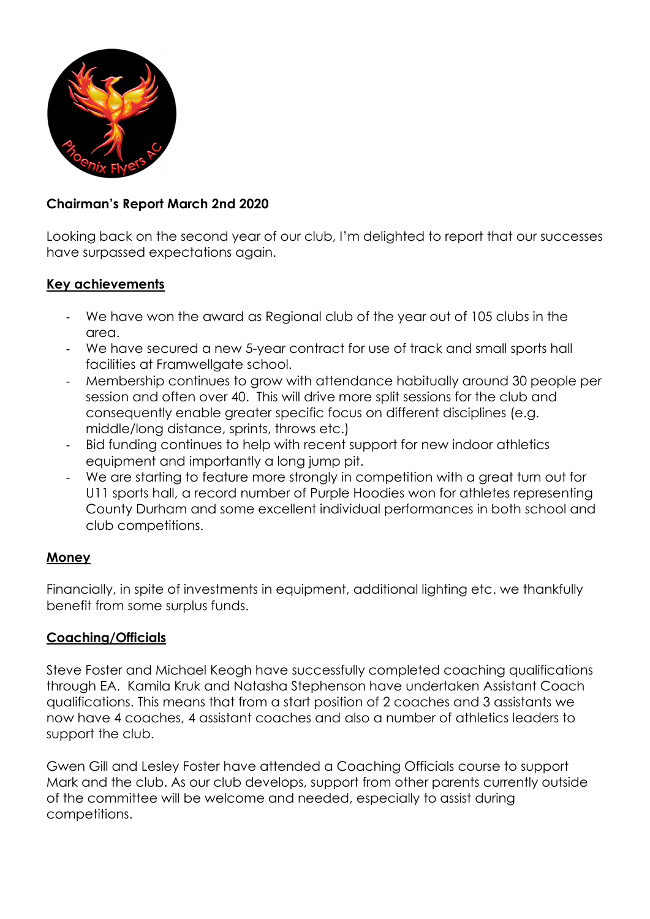**Chairman's Report March 2nd 2020**

Looking back on the second year of our club, I'm delighted to report that our successes have surpassed expectations again.

## Key achievements

- We have won the award as Regional club of the year out of 105 clubs in the area.
- We have secured a new 5-year contract for use of track and small sports hall facilities at Framwellgate school.
- Membership continues to grow with attendance habitually around 30 people per session and often over 40. This will drive more split sessions for the club and consequently enable greater specific focus on different disciplines (e.g. middle/long distance, sprints, throws etc.)
- Bid funding continues to help with recent support for new indoor athletics equipment and importantly a long jump pit.
- We are starting to feature more strongly in competition with a great turn out for U11 sports hall, a record number of Purple Hoodies won for athletes representing County Durham and some excellent individual performances in both school and club competitions.

## Money

Financially, in spite of investments in equipment, additional lighting etc. we thankfully benefit from some surplus funds.

## Coaching/Officials

Steve Foster and Michael Keogh have successfully completed coaching qualifications through EA. Kamila Kruk and Natasha Stephenson have undertaken Assistant Coach qualifications. This means that from a start position of 2 coaches and 3 assistants we now have 4 coaches, 4 assistant coaches and also a number of athletics leaders to support the club.

Gwen Gill and Lesley Foster have attended a Coaching Officials course to support Mark and the club. As our club develops, support from other parents currently outside of the committee will be welcome and needed, especially to assist during competitions.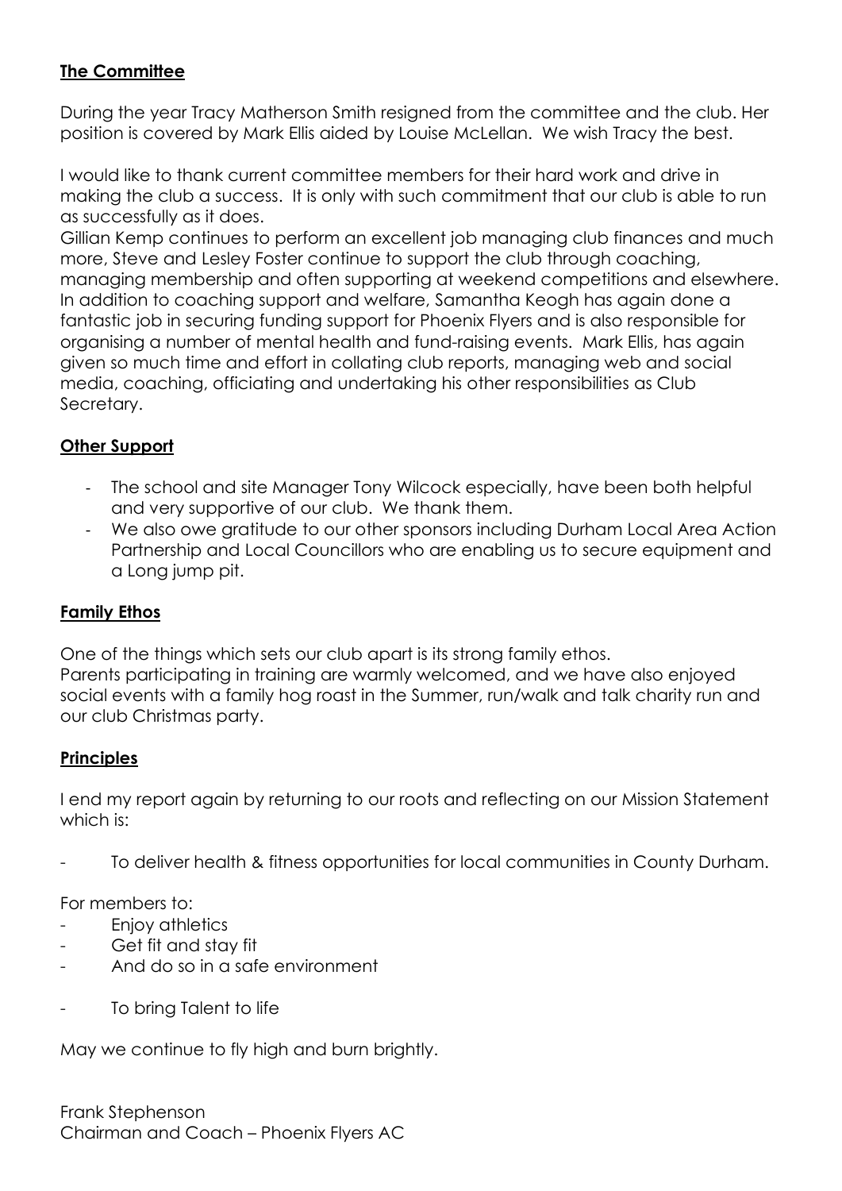**The Committee**

During the year Tracy Matherson Smith resigned from the committee and the club. Her position is covered by Mark Ellis aided by Louise McLellan. We wish Tracy the best.

I would like to thank current committee members for their hard work and drive in making the club a success. It is only with such commitment that our club is able to run as successfully as it does.
Gillian Kemp continues to perform an excellent job managing club finances and much more, Steve and Lesley Foster continue to support the club through coaching, managing membership and often supporting at weekend competitions and elsewhere. In addition to coaching support and welfare, Samantha Keogh has again done a fantastic job in securing funding support for Phoenix Flyers and is also responsible for organising a number of mental health and fund-raising events. Mark Ellis, has again given so much time and effort in collating club reports, managing web and social media, coaching, officiating and undertaking his other responsibilities as Club Secretary.

**Other Support**

- The school and site Manager Tony Wilcock especially, have been both helpful and very supportive of our club. We thank them.
- We also owe gratitude to our other sponsors including Durham Local Area Action Partnership and Local Councillors who are enabling us to secure equipment and a Long jump pit.

**Family Ethos**

One of the things which sets our club apart is its strong family ethos.
Parents participating in training are warmly welcomed, and we have also enjoyed social events with a family hog roast in the Summer, run/walk and talk charity run and our club Christmas party.

**Principles**

I end my report again by returning to our roots and reflecting on our Mission Statement which is:

- To deliver health & fitness opportunities for local communities in County Durham.

For members to:

- Enjoy athletics
- Get fit and stay fit
- And do so in a safe environment

- To bring Talent to life

May we continue to fly high and burn brightly.

Frank Stephenson
Chairman and Coach – Phoenix Flyers AC